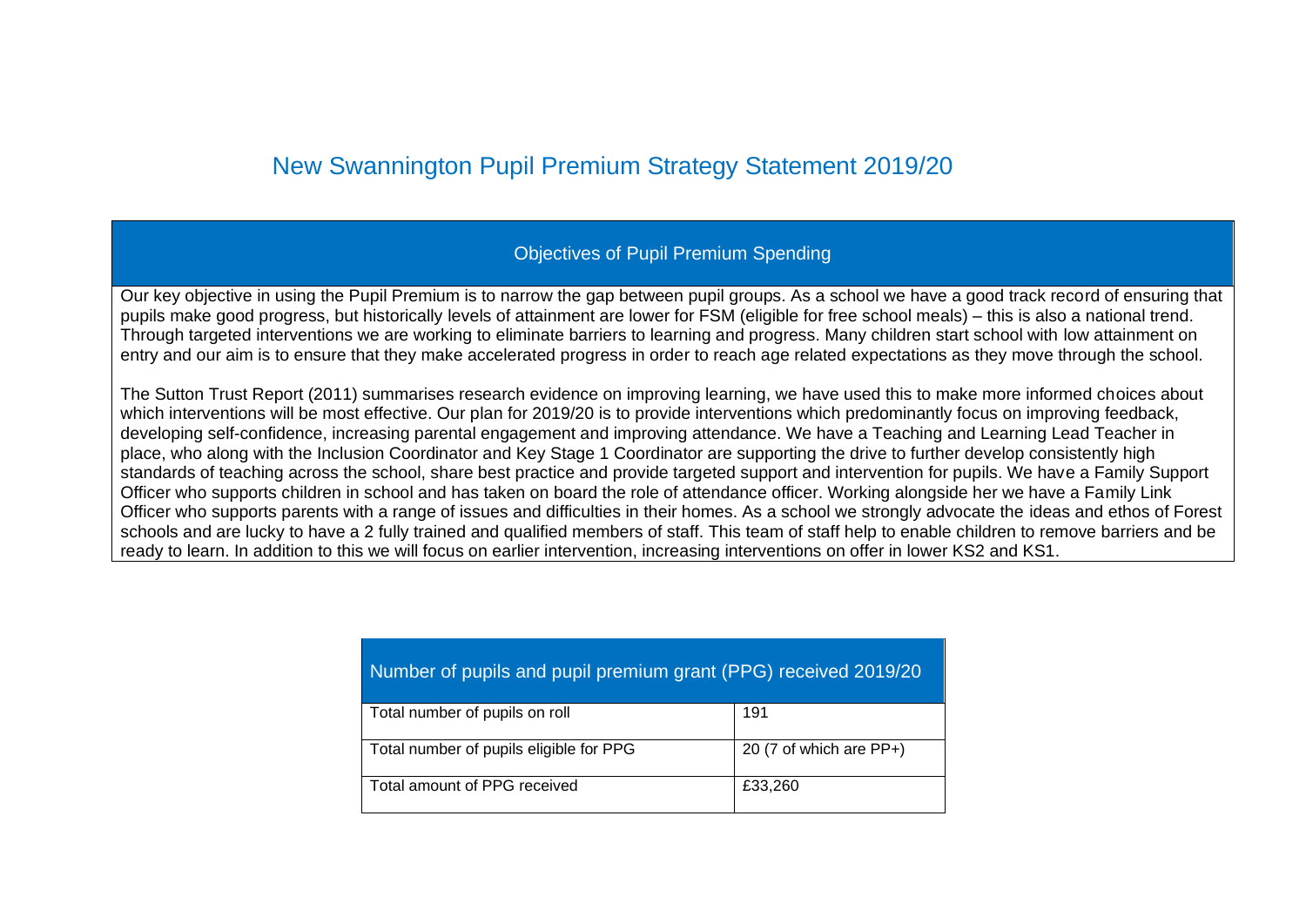# New Swannington Pupil Premium Strategy Statement 2019/20

## Objectives of Pupil Premium Spending

Our key objective in using the Pupil Premium is to narrow the gap between pupil groups. As a school we have a good track record of ensuring that pupils make good progress, but historically levels of attainment are lower for FSM (eligible for free school meals) – this is also a national trend. Through targeted interventions we are working to eliminate barriers to learning and progress. Many children start school with low attainment on entry and our aim is to ensure that they make accelerated progress in order to reach age related expectations as they move through the school.

The Sutton Trust Report (2011) summarises research evidence on improving learning, we have used this to make more informed choices about which interventions will be most effective. Our plan for 2019/20 is to provide interventions which predominantly focus on improving feedback, developing self-confidence, increasing parental engagement and improving attendance. We have a Teaching and Learning Lead Teacher in place, who along with the Inclusion Coordinator and Key Stage 1 Coordinator are supporting the drive to further develop consistently high standards of teaching across the school, share best practice and provide targeted support and intervention for pupils. We have a Family Support Officer who supports children in school and has taken on board the role of attendance officer. Working alongside her we have a Family Link Officer who supports parents with a range of issues and difficulties in their homes. As a school we strongly advocate the ideas and ethos of Forest schools and are lucky to have a 2 fully trained and qualified members of staff. This team of staff help to enable children to remove barriers and be ready to learn. In addition to this we will focus on earlier intervention, increasing interventions on offer in lower KS2 and KS1.

| Number of pupils and pupil premium grant (PPG) received 2019/20 | |
|---|---|
| Total number of pupils on roll | 191 |
| Total number of pupils eligible for PPG | 20 (7 of which are PP+) |
| Total amount of PPG received | £33,260 |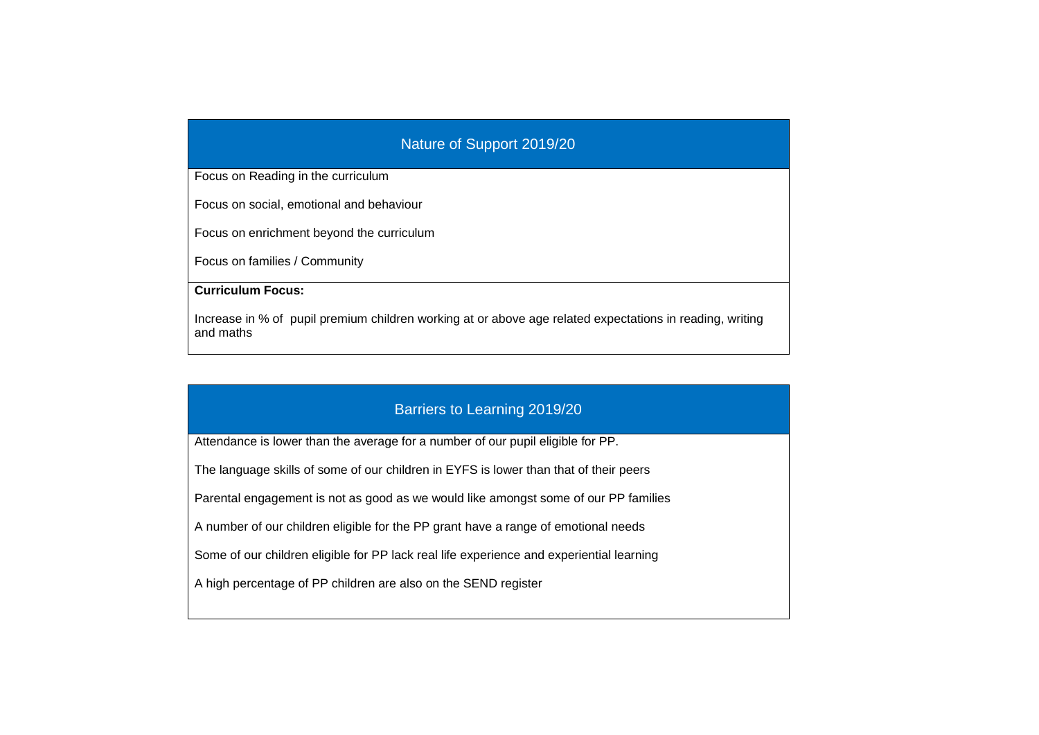## Nature of Support 2019/20

Focus on Reading in the curriculum

Focus on social, emotional and behaviour

Focus on enrichment beyond the curriculum

Focus on families / Community

**Curriculum Focus:**

Increase in % of pupil premium children working at or above age related expectations in reading, writing and maths

## Barriers to Learning 2019/20

Attendance is lower than the average for a number of our pupil eligible for PP.

The language skills of some of our children in EYFS is lower than that of their peers

Parental engagement is not as good as we would like amongst some of our PP families

A number of our children eligible for the PP grant have a range of emotional needs

Some of our children eligible for PP lack real life experience and experiential learning

A high percentage of PP children are also on the SEND register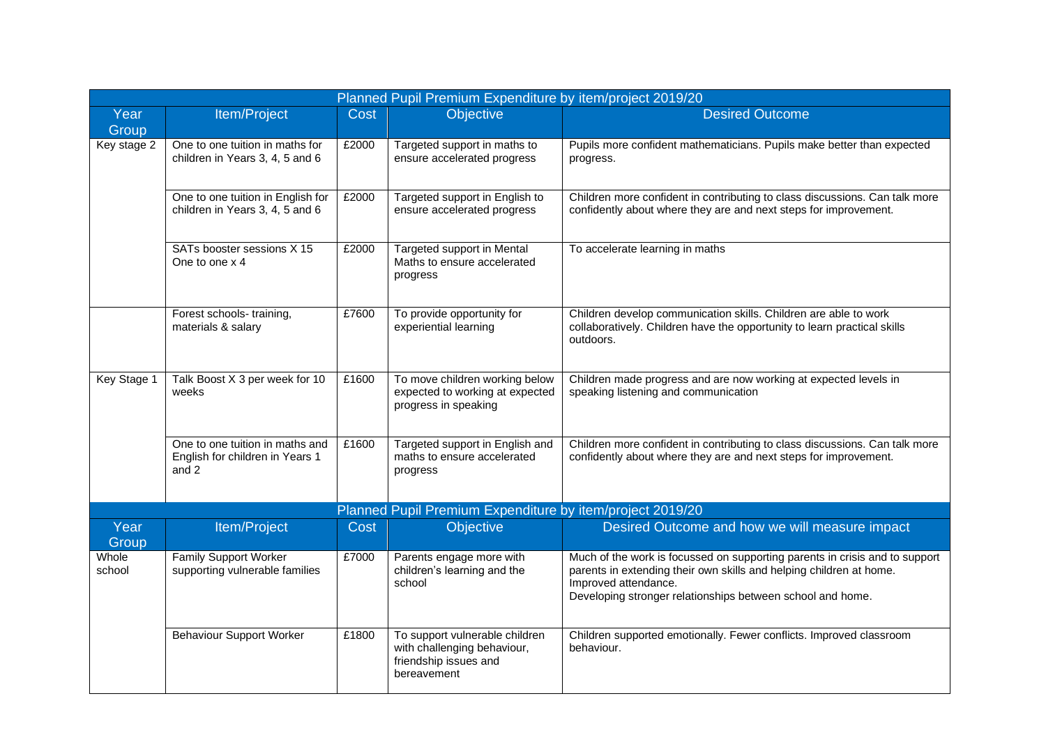| Planned Pupil Premium Expenditure by item/project 2019/20 | | | | |
|---|---|---|---|---|
| **Year Group** | **Item/Project** | **Cost** | **Objective** | **Desired Outcome** |
| Key stage 2 | One to one tuition in maths for children in Years 3, 4, 5 and 6 | £2000 | Targeted support in maths to ensure accelerated progress | Pupils more confident mathematicians. Pupils make better than expected progress. |
| | One to one tuition in English for children in Years 3, 4, 5 and 6 | £2000 | Targeted support in English to ensure accelerated progress | Children more confident in contributing to class discussions. Can talk more confidently about where they are and next steps for improvement. |
| | SATs booster sessions X 15 One to one x 4 | £2000 | Targeted support in Mental Maths to ensure accelerated progress | To accelerate learning in maths |
| | Forest schools- training, materials & salary | £7600 | To provide opportunity for experiential learning | Children develop communication skills. Children are able to work collaboratively. Children have the opportunity to learn practical skills outdoors. |
| Key Stage 1 | Talk Boost X 3 per week for 10 weeks | £1600 | To move children working below expected to working at expected progress in speaking | Children made progress and are now working at expected levels in speaking listening and communication |
| | One to one tuition in maths and English for children in Years 1 and 2 | £1600 | Targeted support in English and maths to ensure accelerated progress | Children more confident in contributing to class discussions. Can talk more confidently about where they are and next steps for improvement. |

| Planned Pupil Premium Expenditure by item/project 2019/20 | | | | |
|---|---|---|---|---|
| **Year Group** | **Item/Project** | **Cost** | **Objective** | **Desired Outcome and how we will measure impact** |
| Whole school | Family Support Worker supporting vulnerable families | £7000 | Parents engage more with children's learning and the school | Much of the work is focussed on supporting parents in crisis and to support parents in extending their own skills and helping children at home. Improved attendance. Developing stronger relationships between school and home. |
| | Behaviour Support Worker | £1800 | To support vulnerable children with challenging behaviour, friendship issues and bereavement | Children supported emotionally. Fewer conflicts. Improved classroom behaviour. |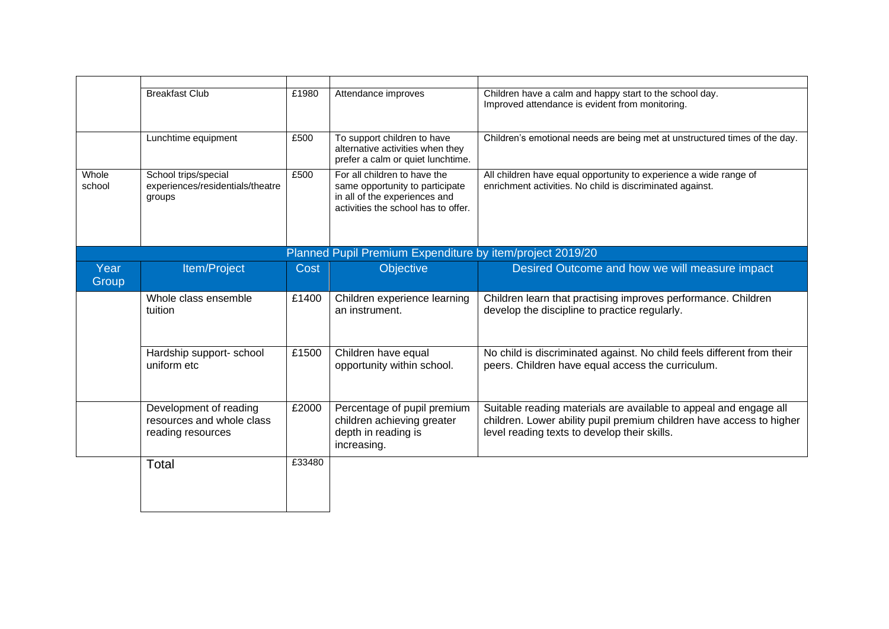| | | | | |
|---|---|---|---|---|
| | | | | |
| | Breakfast Club | £1980 | Attendance improves | Children have a calm and happy start to the school day. Improved attendance is evident from monitoring. |
| | Lunchtime equipment | £500 | To support children to have alternative activities when they prefer a calm or quiet lunchtime. | Children's emotional needs are being met at unstructured times of the day. |
| Whole school | School trips/special experiences/residentials/theatre groups | £500 | For all children to have the same opportunity to participate in all of the experiences and activities the school has to offer. | All children have equal opportunity to experience a wide range of enrichment activities. No child is discriminated against. |

## Planned Pupil Premium Expenditure by item/project 2019/20

| Year Group | Item/Project | Cost | Objective | Desired Outcome and how we will measure impact |
|---|---|---|---|---|
| | Whole class ensemble tuition | £1400 | Children experience learning an instrument. | Children learn that practising improves performance. Children develop the discipline to practice regularly. |
| | Hardship support- school uniform etc | £1500 | Children have equal opportunity within school. | No child is discriminated against. No child feels different from their peers. Children have equal access the curriculum. |
| | Development of reading resources and whole class reading resources | £2000 | Percentage of pupil premium children achieving greater depth in reading is increasing. | Suitable reading materials are available to appeal and engage all children. Lower ability pupil premium children have access to higher level reading texts to develop their skills. |
| | Total | £33480 | | |